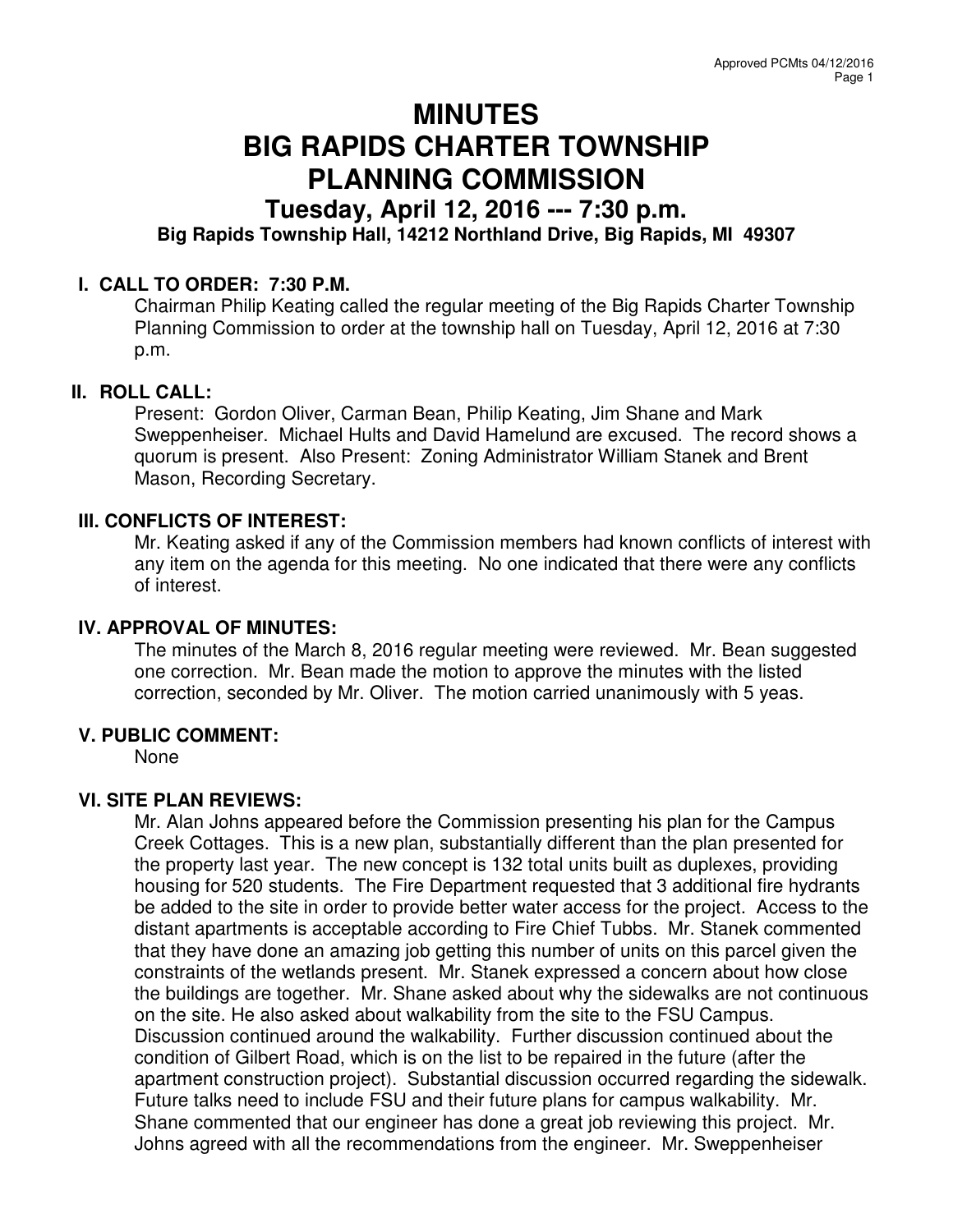# MINUTES
# BIG RAPIDS CHARTER TOWNSHIP
# PLANNING COMMISSION

## Tuesday, April 12, 2016 --- 7:30 p.m.

**Big Rapids Township Hall, 14212 Northland Drive, Big Rapids, MI 49307**

### I. CALL TO ORDER: 7:30 P.M.

Chairman Philip Keating called the regular meeting of the Big Rapids Charter Township Planning Commission to order at the township hall on Tuesday, April 12, 2016 at 7:30 p.m.

### II. ROLL CALL:

Present: Gordon Oliver, Carman Bean, Philip Keating, Jim Shane and Mark Sweppenheiser. Michael Hults and David Hamelund are excused. The record shows a quorum is present. Also Present: Zoning Administrator William Stanek and Brent Mason, Recording Secretary.

### III. CONFLICTS OF INTEREST:

Mr. Keating asked if any of the Commission members had known conflicts of interest with any item on the agenda for this meeting. No one indicated that there were any conflicts of interest.

### IV. APPROVAL OF MINUTES:

The minutes of the March 8, 2016 regular meeting were reviewed. Mr. Bean suggested one correction. Mr. Bean made the motion to approve the minutes with the listed correction, seconded by Mr. Oliver. The motion carried unanimously with 5 yeas.

### V. PUBLIC COMMENT:

None

### VI. SITE PLAN REVIEWS:

Mr. Alan Johns appeared before the Commission presenting his plan for the Campus Creek Cottages. This is a new plan, substantially different than the plan presented for the property last year. The new concept is 132 total units built as duplexes, providing housing for 520 students. The Fire Department requested that 3 additional fire hydrants be added to the site in order to provide better water access for the project. Access to the distant apartments is acceptable according to Fire Chief Tubbs. Mr. Stanek commented that they have done an amazing job getting this number of units on this parcel given the constraints of the wetlands present. Mr. Stanek expressed a concern about how close the buildings are together. Mr. Shane asked about why the sidewalks are not continuous on the site. He also asked about walkability from the site to the FSU Campus. Discussion continued around the walkability. Further discussion continued about the condition of Gilbert Road, which is on the list to be repaired in the future (after the apartment construction project). Substantial discussion occurred regarding the sidewalk. Future talks need to include FSU and their future plans for campus walkability. Mr. Shane commented that our engineer has done a great job reviewing this project. Mr. Johns agreed with all the recommendations from the engineer. Mr. Sweppenheiser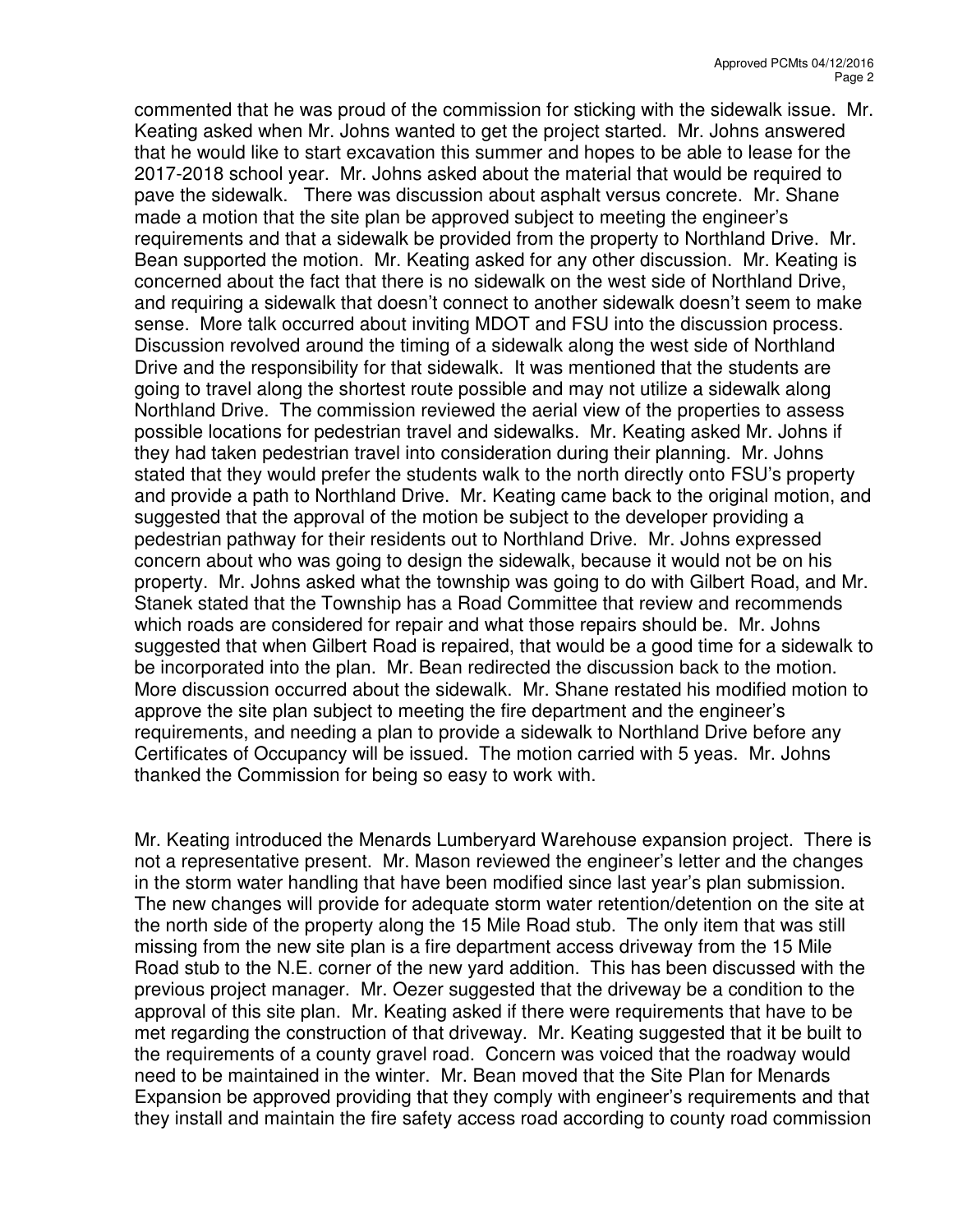commented that he was proud of the commission for sticking with the sidewalk issue. Mr. Keating asked when Mr. Johns wanted to get the project started. Mr. Johns answered that he would like to start excavation this summer and hopes to be able to lease for the 2017-2018 school year. Mr. Johns asked about the material that would be required to pave the sidewalk. There was discussion about asphalt versus concrete. Mr. Shane made a motion that the site plan be approved subject to meeting the engineer's requirements and that a sidewalk be provided from the property to Northland Drive. Mr. Bean supported the motion. Mr. Keating asked for any other discussion. Mr. Keating is concerned about the fact that there is no sidewalk on the west side of Northland Drive, and requiring a sidewalk that doesn't connect to another sidewalk doesn't seem to make sense. More talk occurred about inviting MDOT and FSU into the discussion process. Discussion revolved around the timing of a sidewalk along the west side of Northland Drive and the responsibility for that sidewalk. It was mentioned that the students are going to travel along the shortest route possible and may not utilize a sidewalk along Northland Drive. The commission reviewed the aerial view of the properties to assess possible locations for pedestrian travel and sidewalks. Mr. Keating asked Mr. Johns if they had taken pedestrian travel into consideration during their planning. Mr. Johns stated that they would prefer the students walk to the north directly onto FSU's property and provide a path to Northland Drive. Mr. Keating came back to the original motion, and suggested that the approval of the motion be subject to the developer providing a pedestrian pathway for their residents out to Northland Drive. Mr. Johns expressed concern about who was going to design the sidewalk, because it would not be on his property. Mr. Johns asked what the township was going to do with Gilbert Road, and Mr. Stanek stated that the Township has a Road Committee that review and recommends which roads are considered for repair and what those repairs should be. Mr. Johns suggested that when Gilbert Road is repaired, that would be a good time for a sidewalk to be incorporated into the plan. Mr. Bean redirected the discussion back to the motion. More discussion occurred about the sidewalk. Mr. Shane restated his modified motion to approve the site plan subject to meeting the fire department and the engineer's requirements, and needing a plan to provide a sidewalk to Northland Drive before any Certificates of Occupancy will be issued. The motion carried with 5 yeas. Mr. Johns thanked the Commission for being so easy to work with.

Mr. Keating introduced the Menards Lumberyard Warehouse expansion project. There is not a representative present. Mr. Mason reviewed the engineer's letter and the changes in the storm water handling that have been modified since last year's plan submission. The new changes will provide for adequate storm water retention/detention on the site at the north side of the property along the 15 Mile Road stub. The only item that was still missing from the new site plan is a fire department access driveway from the 15 Mile Road stub to the N.E. corner of the new yard addition. This has been discussed with the previous project manager. Mr. Oezer suggested that the driveway be a condition to the approval of this site plan. Mr. Keating asked if there were requirements that have to be met regarding the construction of that driveway. Mr. Keating suggested that it be built to the requirements of a county gravel road. Concern was voiced that the roadway would need to be maintained in the winter. Mr. Bean moved that the Site Plan for Menards Expansion be approved providing that they comply with engineer's requirements and that they install and maintain the fire safety access road according to county road commission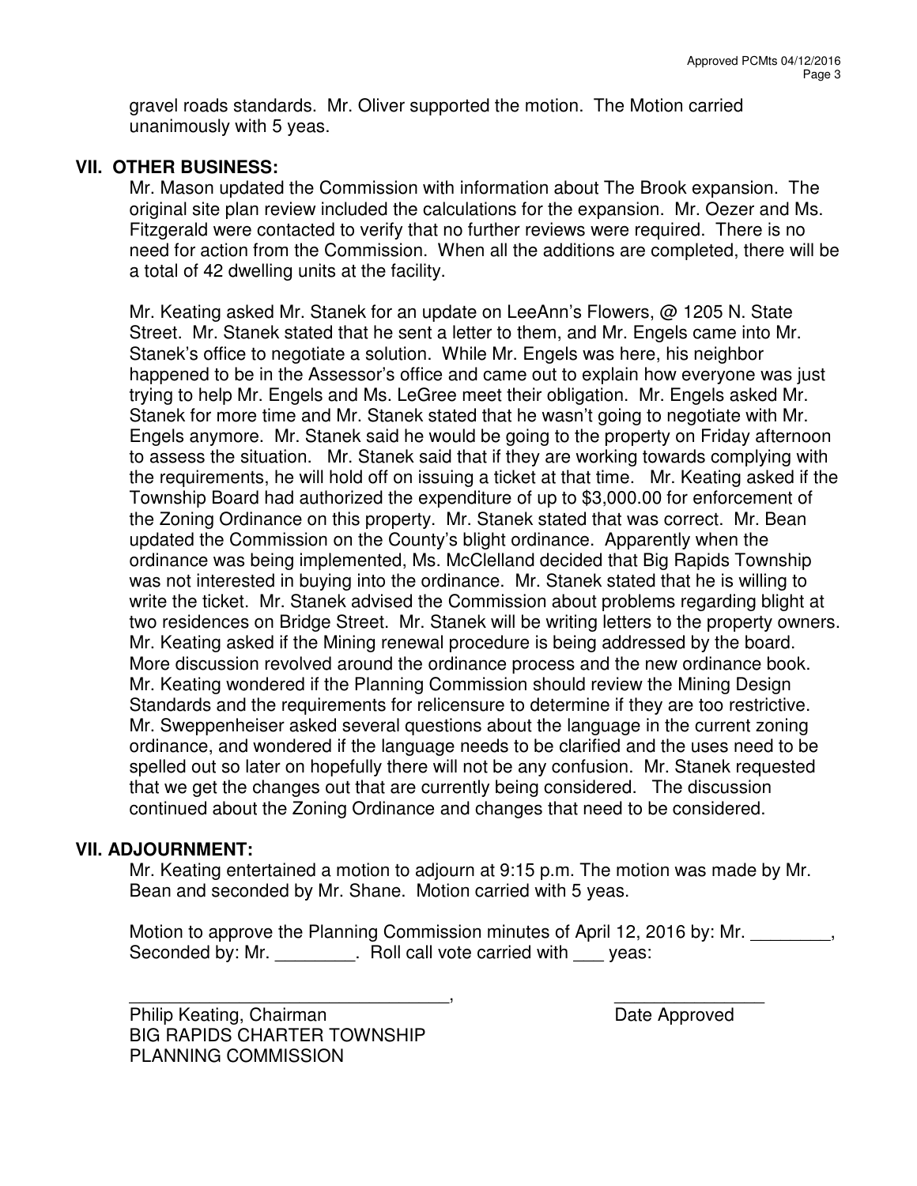gravel roads standards. Mr. Oliver supported the motion. The Motion carried unanimously with 5 yeas.

## VII. OTHER BUSINESS:

Mr. Mason updated the Commission with information about The Brook expansion. The original site plan review included the calculations for the expansion. Mr. Oezer and Ms. Fitzgerald were contacted to verify that no further reviews were required. There is no need for action from the Commission. When all the additions are completed, there will be a total of 42 dwelling units at the facility.

Mr. Keating asked Mr. Stanek for an update on LeeAnn's Flowers, @ 1205 N. State Street. Mr. Stanek stated that he sent a letter to them, and Mr. Engels came into Mr. Stanek's office to negotiate a solution. While Mr. Engels was here, his neighbor happened to be in the Assessor's office and came out to explain how everyone was just trying to help Mr. Engels and Ms. LeGree meet their obligation. Mr. Engels asked Mr. Stanek for more time and Mr. Stanek stated that he wasn't going to negotiate with Mr. Engels anymore. Mr. Stanek said he would be going to the property on Friday afternoon to assess the situation. Mr. Stanek said that if they are working towards complying with the requirements, he will hold off on issuing a ticket at that time. Mr. Keating asked if the Township Board had authorized the expenditure of up to $3,000.00 for enforcement of the Zoning Ordinance on this property. Mr. Stanek stated that was correct. Mr. Bean updated the Commission on the County's blight ordinance. Apparently when the ordinance was being implemented, Ms. McClelland decided that Big Rapids Township was not interested in buying into the ordinance. Mr. Stanek stated that he is willing to write the ticket. Mr. Stanek advised the Commission about problems regarding blight at two residences on Bridge Street. Mr. Stanek will be writing letters to the property owners. Mr. Keating asked if the Mining renewal procedure is being addressed by the board. More discussion revolved around the ordinance process and the new ordinance book. Mr. Keating wondered if the Planning Commission should review the Mining Design Standards and the requirements for relicensure to determine if they are too restrictive. Mr. Sweppenheiser asked several questions about the language in the current zoning ordinance, and wondered if the language needs to be clarified and the uses need to be spelled out so later on hopefully there will not be any confusion. Mr. Stanek requested that we get the changes out that are currently being considered. The discussion continued about the Zoning Ordinance and changes that need to be considered.

## VII. ADJOURNMENT:

Mr. Keating entertained a motion to adjourn at 9:15 p.m. The motion was made by Mr. Bean and seconded by Mr. Shane. Motion carried with 5 yeas.

Motion to approve the Planning Commission minutes of April 12, 2016 by: Mr. ________, Seconded by: Mr. ________. Roll call vote carried with ___ yeas:

_________________________________, _______________

Philip Keating, Chairman — Date Approved
BIG RAPIDS CHARTER TOWNSHIP
PLANNING COMMISSION